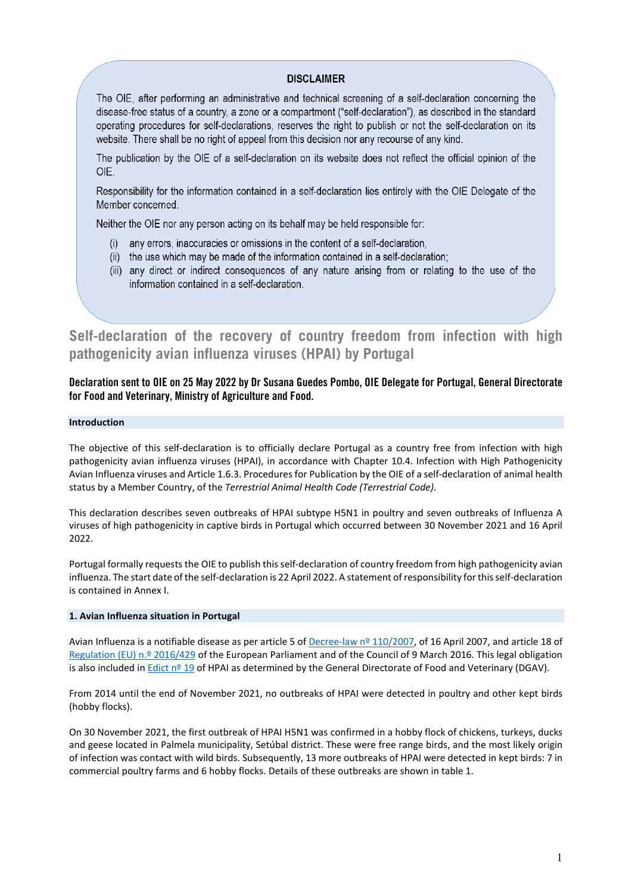**DISCLAIMER**

The OIE, after performing an administrative and technical screening of a self-declaration concerning the disease-free status of a country, a zone or a compartment ("self-declaration"), as described in the standard operating procedures for self-declarations, reserves the right to publish or not the self-declaration on its website. There shall be no right of appeal from this decision nor any recourse of any kind.

The publication by the OIE of a self-declaration on its website does not reflect the official opinion of the OIE.

Responsibility for the information contained in a self-declaration lies entirely with the OIE Delegate of the Member concerned.

Neither the OIE nor any person acting on its behalf may be held responsible for:

(i) any errors, inaccuracies or omissions in the content of a self-declaration,
(ii) the use which may be made of the information contained in a self-declaration;
(iii) any direct or indirect consequences of any nature arising from or relating to the use of the information contained in a self-declaration.

# Self-declaration of the recovery of country freedom from infection with high pathogenicity avian influenza viruses (HPAI) by Portugal

**Declaration sent to OIE on 25 May 2022 by Dr Susana Guedes Pombo, OIE Delegate for Portugal, General Directorate for Food and Veterinary, Ministry of Agriculture and Food.**

## Introduction

The objective of this self-declaration is to officially declare Portugal as a country free from infection with high pathogenicity avian influenza viruses (HPAI), in accordance with Chapter 10.4. Infection with High Pathogenicity Avian Influenza viruses and Article 1.6.3. Procedures for Publication by the OIE of a self-declaration of animal health status by a Member Country, of the *Terrestrial Animal Health Code (Terrestrial Code).*

This declaration describes seven outbreaks of HPAI subtype H5N1 in poultry and seven outbreaks of Influenza A viruses of high pathogenicity in captive birds in Portugal which occurred between 30 November 2021 and 16 April 2022.

Portugal formally requests the OIE to publish this self-declaration of country freedom from high pathogenicity avian influenza. The start date of the self-declaration is 22 April 2022. A statement of responsibility for this self-declaration is contained in Annex I.

## 1. Avian Influenza situation in Portugal

Avian Influenza is a notifiable disease as per article 5 of Decree-law nº 110/2007, of 16 April 2007, and article 18 of Regulation (EU) n.º 2016/429 of the European Parliament and of the Council of 9 March 2016. This legal obligation is also included in Edict nº 19 of HPAI as determined by the General Directorate of Food and Veterinary (DGAV).

From 2014 until the end of November 2021, no outbreaks of HPAI were detected in poultry and other kept birds (hobby flocks).

On 30 November 2021, the first outbreak of HPAI H5N1 was confirmed in a hobby flock of chickens, turkeys, ducks and geese located in Palmela municipality, Setúbal district. These were free range birds, and the most likely origin of infection was contact with wild birds. Subsequently, 13 more outbreaks of HPAI were detected in kept birds: 7 in commercial poultry farms and 6 hobby flocks. Details of these outbreaks are shown in table 1.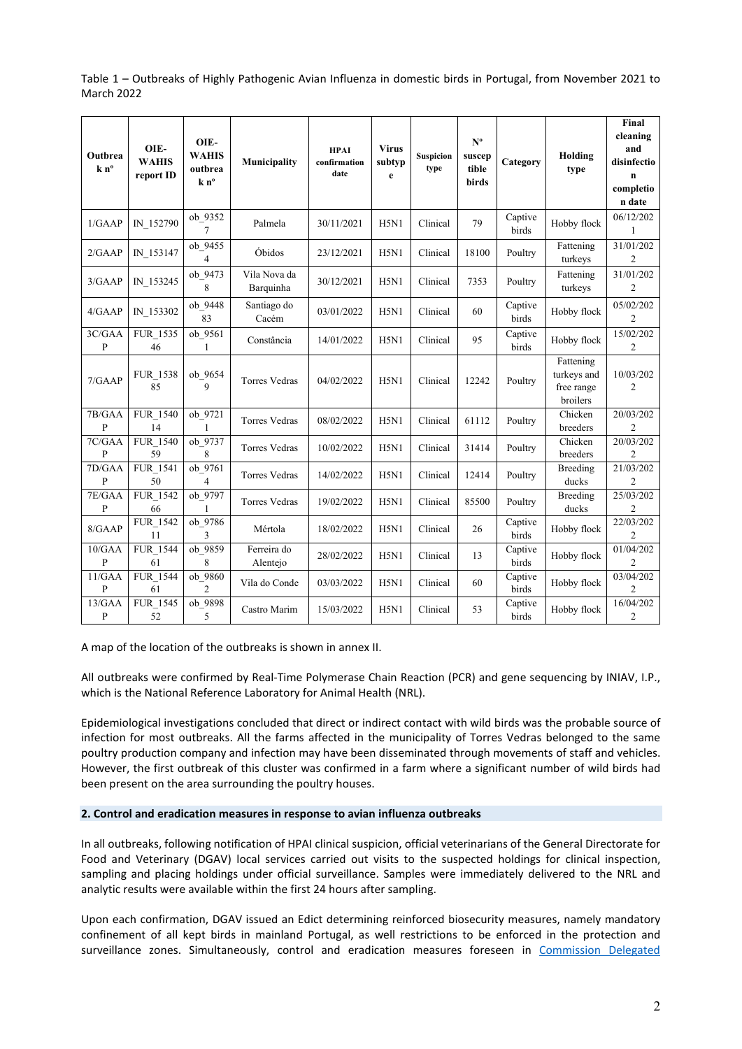Table 1 – Outbreaks of Highly Pathogenic Avian Influenza in domestic birds in Portugal, from November 2021 to March 2022

| Outbreak nº | OIE-WAHIS report ID | OIE-WAHIS outbreak nº | Municipality | HPAI confirmation date | Virus subtype | Suspicion type | Nº susceptible birds | Category | Holding type | Final cleaning and disinfection completion date |
|---|---|---|---|---|---|---|---|---|---|---|
| 1/GAAP | IN_152790 | ob_93527 | Palmela | 30/11/2021 | H5N1 | Clinical | 79 | Captive birds | Hobby flock | 06/12/2021 |
| 2/GAAP | IN_153147 | ob_94554 | Óbidos | 23/12/2021 | H5N1 | Clinical | 18100 | Poultry | Fattening turkeys | 31/01/2022 |
| 3/GAAP | IN_153245 | ob_94738 | Vila Nova da Barquinha | 30/12/2021 | H5N1 | Clinical | 7353 | Poultry | Fattening turkeys | 31/01/2022 |
| 4/GAAP | IN_153302 | ob_944883 | Santiago do Cacém | 03/01/2022 | H5N1 | Clinical | 60 | Captive birds | Hobby flock | 05/02/2022 |
| 3C/GAAP | FUR_153546 | ob_95611 | Constância | 14/01/2022 | H5N1 | Clinical | 95 | Captive birds | Hobby flock | 15/02/2022 |
| 7/GAAP | FUR_153885 | ob_96549 | Torres Vedras | 04/02/2022 | H5N1 | Clinical | 12242 | Poultry | Fattening turkeys and free range broilers | 10/03/2022 |
| 7B/GAAP | FUR_154014 | ob_97211 | Torres Vedras | 08/02/2022 | H5N1 | Clinical | 61112 | Poultry | Chicken breeders | 20/03/2022 |
| 7C/GAAP | FUR_154059 | ob_97378 | Torres Vedras | 10/02/2022 | H5N1 | Clinical | 31414 | Poultry | Chicken breeders | 20/03/2022 |
| 7D/GAAP | FUR_154150 | ob_97614 | Torres Vedras | 14/02/2022 | H5N1 | Clinical | 12414 | Poultry | Breeding ducks | 21/03/2022 |
| 7E/GAAP | FUR_154266 | ob_97971 | Torres Vedras | 19/02/2022 | H5N1 | Clinical | 85500 | Poultry | Breeding ducks | 25/03/2022 |
| 8/GAAP | FUR_154211 | ob_97863 | Mértola | 18/02/2022 | H5N1 | Clinical | 26 | Captive birds | Hobby flock | 22/03/2022 |
| 10/GAAP | FUR_154461 | ob_98598 | Ferreira do Alentejo | 28/02/2022 | H5N1 | Clinical | 13 | Captive birds | Hobby flock | 01/04/2022 |
| 11/GAAP | FUR_154461 | ob_98602 | Vila do Conde | 03/03/2022 | H5N1 | Clinical | 60 | Captive birds | Hobby flock | 03/04/2022 |
| 13/GAAP | FUR_154552 | ob_98985 | Castro Marim | 15/03/2022 | H5N1 | Clinical | 53 | Captive birds | Hobby flock | 16/04/2022 |

A map of the location of the outbreaks is shown in annex II.

All outbreaks were confirmed by Real-Time Polymerase Chain Reaction (PCR) and gene sequencing by INIAV, I.P., which is the National Reference Laboratory for Animal Health (NRL).

Epidemiological investigations concluded that direct or indirect contact with wild birds was the probable source of infection for most outbreaks. All the farms affected in the municipality of Torres Vedras belonged to the same poultry production company and infection may have been disseminated through movements of staff and vehicles. However, the first outbreak of this cluster was confirmed in a farm where a significant number of wild birds had been present on the area surrounding the poultry houses.

## 2. Control and eradication measures in response to avian influenza outbreaks

In all outbreaks, following notification of HPAI clinical suspicion, official veterinarians of the General Directorate for Food and Veterinary (DGAV) local services carried out visits to the suspected holdings for clinical inspection, sampling and placing holdings under official surveillance. Samples were immediately delivered to the NRL and analytic results were available within the first 24 hours after sampling.

Upon each confirmation, DGAV issued an Edict determining reinforced biosecurity measures, namely mandatory confinement of all kept birds in mainland Portugal, as well restrictions to be enforced in the protection and surveillance zones. Simultaneously, control and eradication measures foreseen in Commission Delegated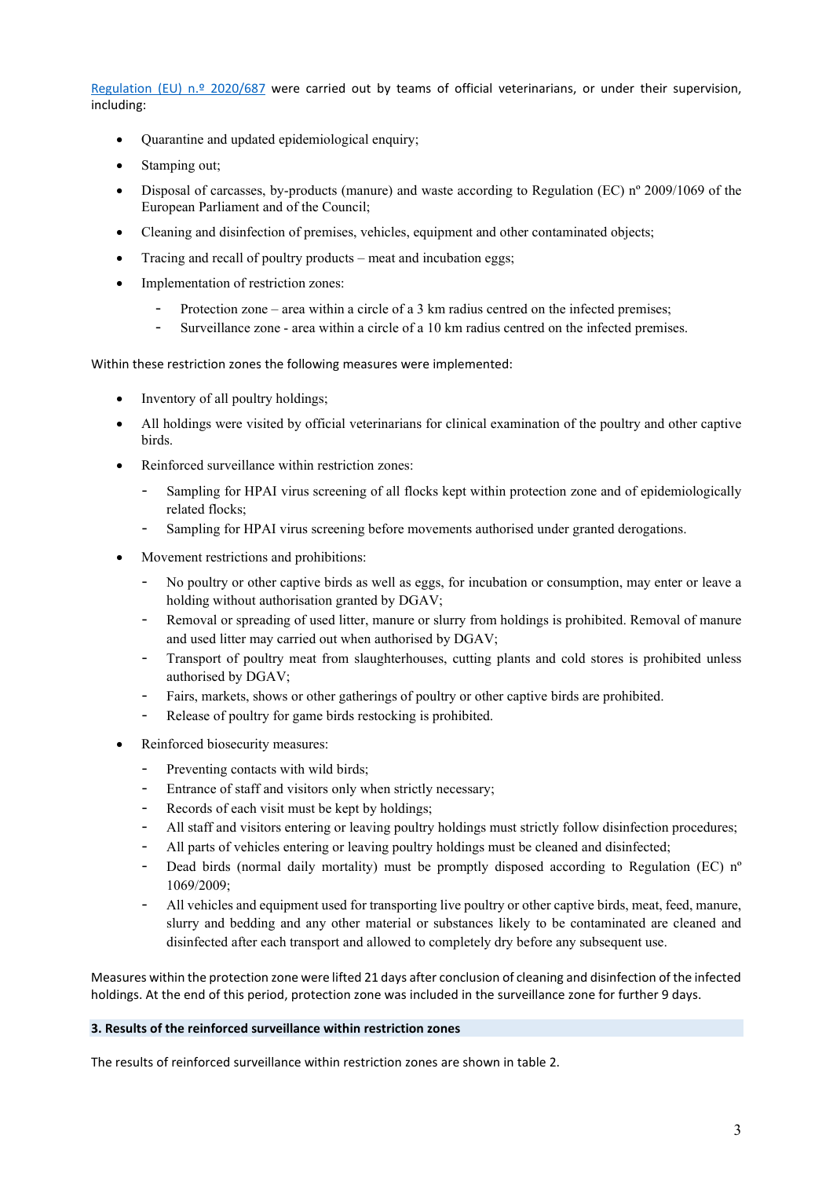[Regulation (EU) n.º 2020/687](#) were carried out by teams of official veterinarians, or under their supervision, including:

- Quarantine and updated epidemiological enquiry;
- Stamping out;
- Disposal of carcasses, by-products (manure) and waste according to Regulation (EC) nº 2009/1069 of the European Parliament and of the Council;
- Cleaning and disinfection of premises, vehicles, equipment and other contaminated objects;
- Tracing and recall of poultry products – meat and incubation eggs;
- Implementation of restriction zones:
  - Protection zone – area within a circle of a 3 km radius centred on the infected premises;
  - Surveillance zone - area within a circle of a 10 km radius centred on the infected premises.

Within these restriction zones the following measures were implemented:

- Inventory of all poultry holdings;
- All holdings were visited by official veterinarians for clinical examination of the poultry and other captive birds.
- Reinforced surveillance within restriction zones:
  - Sampling for HPAI virus screening of all flocks kept within protection zone and of epidemiologically related flocks;
  - Sampling for HPAI virus screening before movements authorised under granted derogations.
- Movement restrictions and prohibitions:
  - No poultry or other captive birds as well as eggs, for incubation or consumption, may enter or leave a holding without authorisation granted by DGAV;
  - Removal or spreading of used litter, manure or slurry from holdings is prohibited. Removal of manure and used litter may carried out when authorised by DGAV;
  - Transport of poultry meat from slaughterhouses, cutting plants and cold stores is prohibited unless authorised by DGAV;
  - Fairs, markets, shows or other gatherings of poultry or other captive birds are prohibited.
  - Release of poultry for game birds restocking is prohibited.
- Reinforced biosecurity measures:
  - Preventing contacts with wild birds;
  - Entrance of staff and visitors only when strictly necessary;
  - Records of each visit must be kept by holdings;
  - All staff and visitors entering or leaving poultry holdings must strictly follow disinfection procedures;
  - All parts of vehicles entering or leaving poultry holdings must be cleaned and disinfected;
  - Dead birds (normal daily mortality) must be promptly disposed according to Regulation (EC) nº 1069/2009;
  - All vehicles and equipment used for transporting live poultry or other captive birds, meat, feed, manure, slurry and bedding and any other material or substances likely to be contaminated are cleaned and disinfected after each transport and allowed to completely dry before any subsequent use.

Measures within the protection zone were lifted 21 days after conclusion of cleaning and disinfection of the infected holdings. At the end of this period, protection zone was included in the surveillance zone for further 9 days.

## 3. Results of the reinforced surveillance within restriction zones

The results of reinforced surveillance within restriction zones are shown in table 2.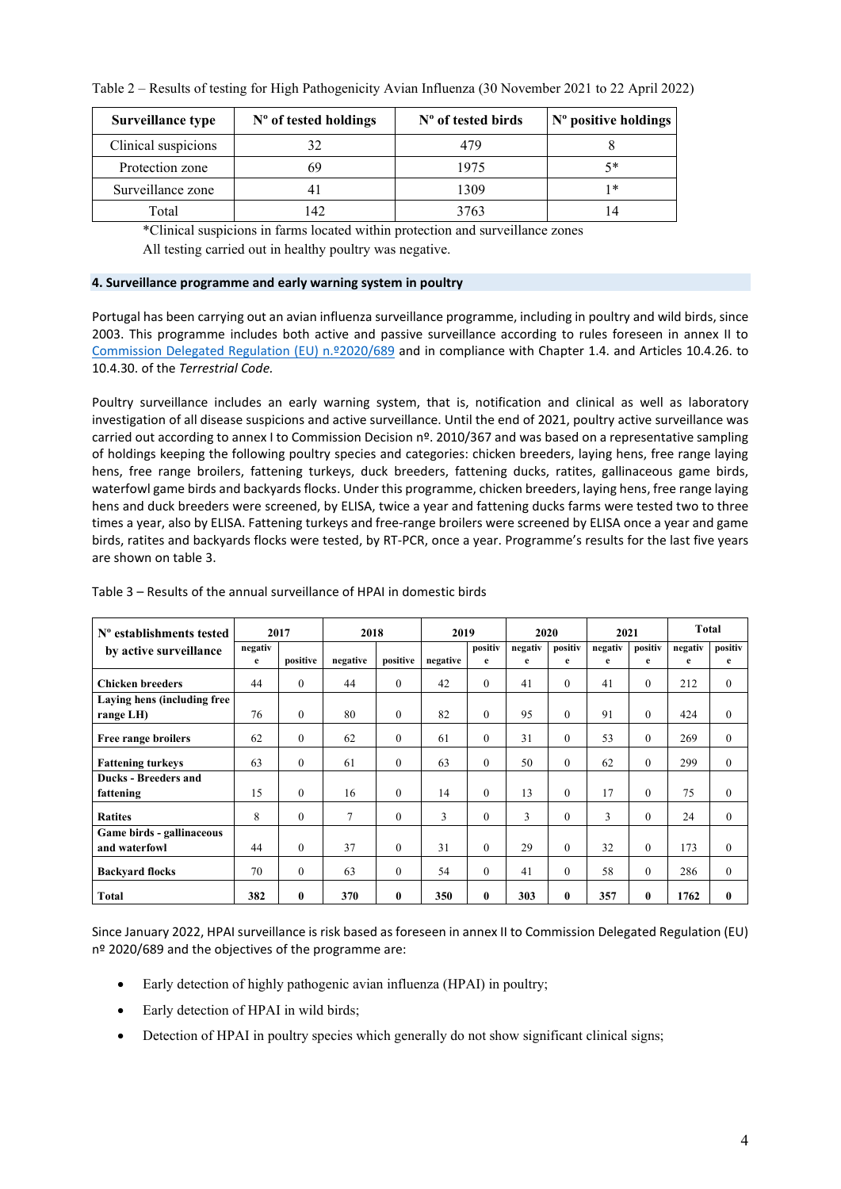Table 2 – Results of testing for High Pathogenicity Avian Influenza (30 November 2021 to 22 April 2022)

| Surveillance type | Nº of tested holdings | Nº of tested birds | Nº positive holdings |
|---|---|---|---|
| Clinical suspicions | 32 | 479 | 8 |
| Protection zone | 69 | 1975 | 5* |
| Surveillance zone | 41 | 1309 | 1* |
| Total | 142 | 3763 | 14 |

*Clinical suspicions in farms located within protection and surveillance zones

All testing carried out in healthy poultry was negative.

## 4. Surveillance programme and early warning system in poultry

Portugal has been carrying out an avian influenza surveillance programme, including in poultry and wild birds, since 2003. This programme includes both active and passive surveillance according to rules foreseen in annex II to Commission Delegated Regulation (EU) n.º2020/689 and in compliance with Chapter 1.4. and Articles 10.4.26. to 10.4.30. of the *Terrestrial Code.*

Poultry surveillance includes an early warning system, that is, notification and clinical as well as laboratory investigation of all disease suspicions and active surveillance. Until the end of 2021, poultry active surveillance was carried out according to annex I to Commission Decision nº. 2010/367 and was based on a representative sampling of holdings keeping the following poultry species and categories: chicken breeders, laying hens, free range laying hens, free range broilers, fattening turkeys, duck breeders, fattening ducks, ratites, gallinaceous game birds, waterfowl game birds and backyards flocks. Under this programme, chicken breeders, laying hens, free range laying hens and duck breeders were screened, by ELISA, twice a year and fattening ducks farms were tested two to three times a year, also by ELISA. Fattening turkeys and free-range broilers were screened by ELISA once a year and game birds, ratites and backyards flocks were tested, by RT-PCR, once a year. Programme's results for the last five years are shown on table 3.

Table 3 – Results of the annual surveillance of HPAI in domestic birds

| Nº establishments tested by active surveillance | 2017 | | 2018 | | 2019 | | 2020 | | 2021 | | Total | |
|---|---|---|---|---|---|---|---|---|---|---|---|---|
| | negative | positive | negative | positive | negative | positive | negative | positive | negative | positive | negative | positive |
| **Chicken breeders** | 44 | 0 | 44 | 0 | 42 | 0 | 41 | 0 | 41 | 0 | 212 | 0 |
| **Laying hens (including free range LH)** | 76 | 0 | 80 | 0 | 82 | 0 | 95 | 0 | 91 | 0 | 424 | 0 |
| **Free range broilers** | 62 | 0 | 62 | 0 | 61 | 0 | 31 | 0 | 53 | 0 | 269 | 0 |
| **Fattening turkeys** | 63 | 0 | 61 | 0 | 63 | 0 | 50 | 0 | 62 | 0 | 299 | 0 |
| **Ducks - Breeders and fattening** | 15 | 0 | 16 | 0 | 14 | 0 | 13 | 0 | 17 | 0 | 75 | 0 |
| **Ratites** | 8 | 0 | 7 | 0 | 3 | 0 | 3 | 0 | 3 | 0 | 24 | 0 |
| **Game birds - gallinaceous and waterfowl** | 44 | 0 | 37 | 0 | 31 | 0 | 29 | 0 | 32 | 0 | 173 | 0 |
| **Backyard flocks** | 70 | 0 | 63 | 0 | 54 | 0 | 41 | 0 | 58 | 0 | 286 | 0 |
| **Total** | **382** | **0** | **370** | **0** | **350** | **0** | **303** | **0** | **357** | **0** | **1762** | **0** |

Since January 2022, HPAI surveillance is risk based as foreseen in annex II to Commission Delegated Regulation (EU) nº 2020/689 and the objectives of the programme are:

- Early detection of highly pathogenic avian influenza (HPAI) in poultry;
- Early detection of HPAI in wild birds;
- Detection of HPAI in poultry species which generally do not show significant clinical signs;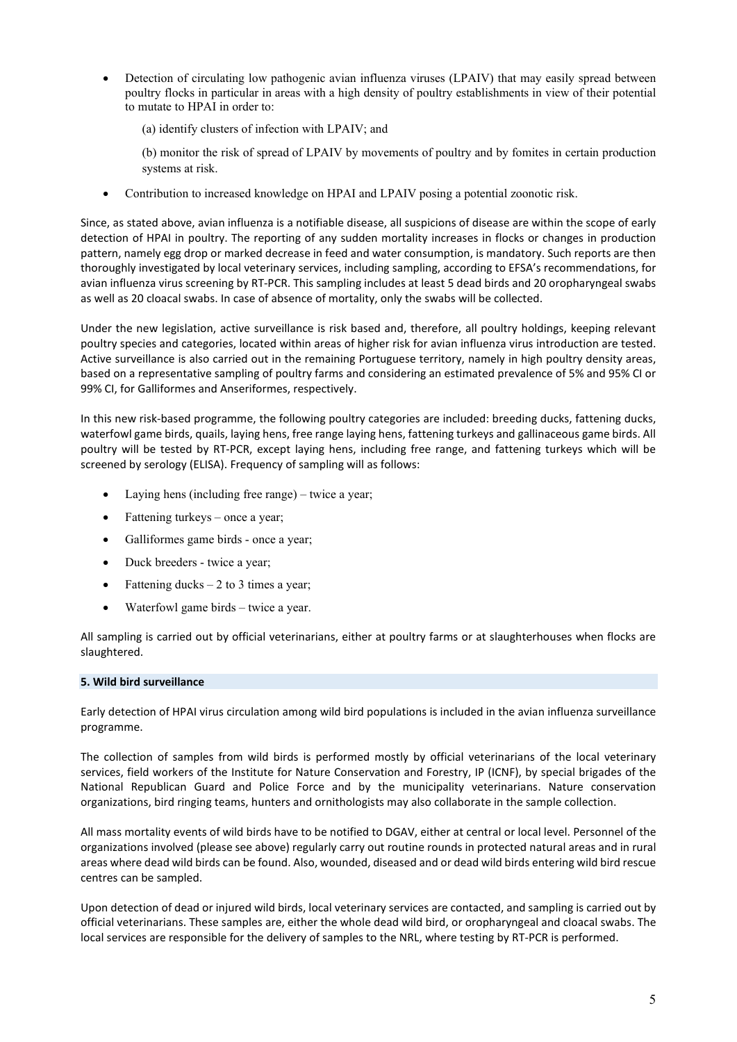- Detection of circulating low pathogenic avian influenza viruses (LPAIV) that may easily spread between poultry flocks in particular in areas with a high density of poultry establishments in view of their potential to mutate to HPAI in order to:

  (a) identify clusters of infection with LPAIV; and

  (b) monitor the risk of spread of LPAIV by movements of poultry and by fomites in certain production systems at risk.

- Contribution to increased knowledge on HPAI and LPAIV posing a potential zoonotic risk.

Since, as stated above, avian influenza is a notifiable disease, all suspicions of disease are within the scope of early detection of HPAI in poultry. The reporting of any sudden mortality increases in flocks or changes in production pattern, namely egg drop or marked decrease in feed and water consumption, is mandatory. Such reports are then thoroughly investigated by local veterinary services, including sampling, according to EFSA's recommendations, for avian influenza virus screening by RT-PCR. This sampling includes at least 5 dead birds and 20 oropharyngeal swabs as well as 20 cloacal swabs. In case of absence of mortality, only the swabs will be collected.

Under the new legislation, active surveillance is risk based and, therefore, all poultry holdings, keeping relevant poultry species and categories, located within areas of higher risk for avian influenza virus introduction are tested. Active surveillance is also carried out in the remaining Portuguese territory, namely in high poultry density areas, based on a representative sampling of poultry farms and considering an estimated prevalence of 5% and 95% CI or 99% CI, for Galliformes and Anseriformes, respectively.

In this new risk-based programme, the following poultry categories are included: breeding ducks, fattening ducks, waterfowl game birds, quails, laying hens, free range laying hens, fattening turkeys and gallinaceous game birds. All poultry will be tested by RT-PCR, except laying hens, including free range, and fattening turkeys which will be screened by serology (ELISA). Frequency of sampling will as follows:

- Laying hens (including free range) – twice a year;
- Fattening turkeys – once a year;
- Galliformes game birds - once a year;
- Duck breeders - twice a year;
- Fattening ducks – 2 to 3 times a year;
- Waterfowl game birds – twice a year.

All sampling is carried out by official veterinarians, either at poultry farms or at slaughterhouses when flocks are slaughtered.

## 5. Wild bird surveillance

Early detection of HPAI virus circulation among wild bird populations is included in the avian influenza surveillance programme.

The collection of samples from wild birds is performed mostly by official veterinarians of the local veterinary services, field workers of the Institute for Nature Conservation and Forestry, IP (ICNF), by special brigades of the National Republican Guard and Police Force and by the municipality veterinarians. Nature conservation organizations, bird ringing teams, hunters and ornithologists may also collaborate in the sample collection.

All mass mortality events of wild birds have to be notified to DGAV, either at central or local level. Personnel of the organizations involved (please see above) regularly carry out routine rounds in protected natural areas and in rural areas where dead wild birds can be found. Also, wounded, diseased and or dead wild birds entering wild bird rescue centres can be sampled.

Upon detection of dead or injured wild birds, local veterinary services are contacted, and sampling is carried out by official veterinarians. These samples are, either the whole dead wild bird, or oropharyngeal and cloacal swabs. The local services are responsible for the delivery of samples to the NRL, where testing by RT-PCR is performed.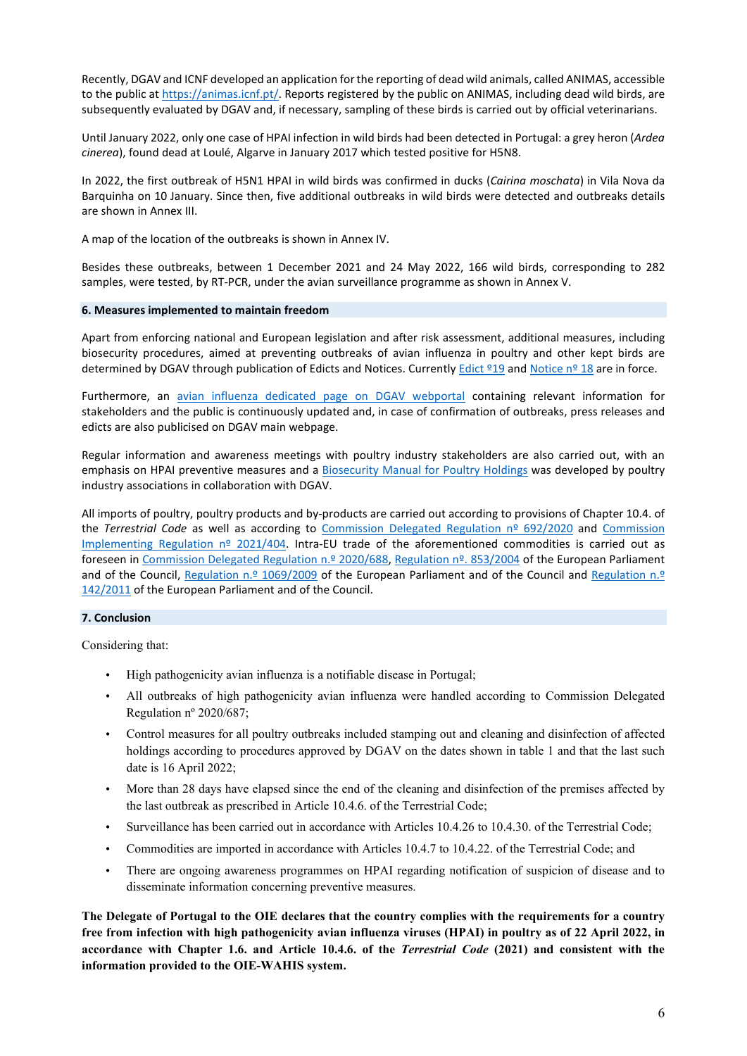Recently, DGAV and ICNF developed an application for the reporting of dead wild animals, called ANIMAS, accessible to the public at https://animas.icnf.pt/. Reports registered by the public on ANIMAS, including dead wild birds, are subsequently evaluated by DGAV and, if necessary, sampling of these birds is carried out by official veterinarians.

Until January 2022, only one case of HPAI infection in wild birds had been detected in Portugal: a grey heron (*Ardea cinerea*), found dead at Loulé, Algarve in January 2017 which tested positive for H5N8.

In 2022, the first outbreak of H5N1 HPAI in wild birds was confirmed in ducks (*Cairina moschata*) in Vila Nova da Barquinha on 10 January. Since then, five additional outbreaks in wild birds were detected and outbreaks details are shown in Annex III.

A map of the location of the outbreaks is shown in Annex IV.

Besides these outbreaks, between 1 December 2021 and 24 May 2022, 166 wild birds, corresponding to 282 samples, were tested, by RT-PCR, under the avian surveillance programme as shown in Annex V.

## 6. Measures implemented to maintain freedom

Apart from enforcing national and European legislation and after risk assessment, additional measures, including biosecurity procedures, aimed at preventing outbreaks of avian influenza in poultry and other kept birds are determined by DGAV through publication of Edicts and Notices. Currently Edict º19 and Notice nº 18 are in force.

Furthermore, an avian influenza dedicated page on DGAV webportal containing relevant information for stakeholders and the public is continuously updated and, in case of confirmation of outbreaks, press releases and edicts are also publicised on DGAV main webpage.

Regular information and awareness meetings with poultry industry stakeholders are also carried out, with an emphasis on HPAI preventive measures and a Biosecurity Manual for Poultry Holdings was developed by poultry industry associations in collaboration with DGAV.

All imports of poultry, poultry products and by-products are carried out according to provisions of Chapter 10.4. of the *Terrestrial Code* as well as according to Commission Delegated Regulation nº 692/2020 and Commission Implementing Regulation nº 2021/404. Intra-EU trade of the aforementioned commodities is carried out as foreseen in Commission Delegated Regulation n.º 2020/688, Regulation nº. 853/2004 of the European Parliament and of the Council, Regulation n.º 1069/2009 of the European Parliament and of the Council and Regulation n.º 142/2011 of the European Parliament and of the Council.

## 7. Conclusion

Considering that:

- High pathogenicity avian influenza is a notifiable disease in Portugal;
- All outbreaks of high pathogenicity avian influenza were handled according to Commission Delegated Regulation nº 2020/687;
- Control measures for all poultry outbreaks included stamping out and cleaning and disinfection of affected holdings according to procedures approved by DGAV on the dates shown in table 1 and that the last such date is 16 April 2022;
- More than 28 days have elapsed since the end of the cleaning and disinfection of the premises affected by the last outbreak as prescribed in Article 10.4.6. of the Terrestrial Code;
- Surveillance has been carried out in accordance with Articles 10.4.26 to 10.4.30. of the Terrestrial Code;
- Commodities are imported in accordance with Articles 10.4.7 to 10.4.22. of the Terrestrial Code; and
- There are ongoing awareness programmes on HPAI regarding notification of suspicion of disease and to disseminate information concerning preventive measures.

**The Delegate of Portugal to the OIE declares that the country complies with the requirements for a country free from infection with high pathogenicity avian influenza viruses (HPAI) in poultry as of 22 April 2022, in accordance with Chapter 1.6. and Article 10.4.6. of the *Terrestrial Code* (2021) and consistent with the information provided to the OIE-WAHIS system.**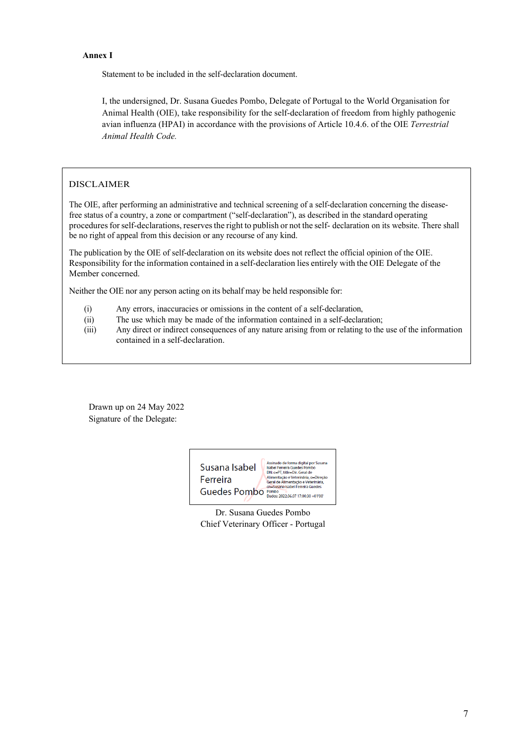**Annex I**

Statement to be included in the self-declaration document.

I, the undersigned, Dr. Susana Guedes Pombo, Delegate of Portugal to the World Organisation for Animal Health (OIE), take responsibility for the self-declaration of freedom from highly pathogenic avian influenza (HPAI) in accordance with the provisions of Article 10.4.6. of the OIE *Terrestrial Animal Health Code.*

DISCLAIMER

The OIE, after performing an administrative and technical screening of a self-declaration concerning the disease-free status of a country, a zone or compartment ("self-declaration"), as described in the standard operating procedures for self-declarations, reserves the right to publish or not the self- declaration on its website. There shall be no right of appeal from this decision or any recourse of any kind.

The publication by the OIE of self-declaration on its website does not reflect the official opinion of the OIE. Responsibility for the information contained in a self-declaration lies entirely with the OIE Delegate of the Member concerned.

Neither the OIE nor any person acting on its behalf may be held responsible for:

(i) Any errors, inaccuracies or omissions in the content of a self-declaration,
(ii) The use which may be made of the information contained in a self-declaration;
(iii) Any direct or indirect consequences of any nature arising from or relating to the use of the information contained in a self-declaration.

Drawn up on 24 May 2022
Signature of the Delegate:

Susana Isabel Ferreira Guedes Pombo

Assinado de forma digital por Susana Isabel Ferreira Guedes Pombo
DN: c=PT, title=Dir. Geral de Alimentação e Veterinária, o=Direção Geral de Alimentação e Veterinária, cn=Susana Isabel Ferreira Guedes Pombo
Dados: 2022.06.07 17:00:30 +01'00'

Dr. Susana Guedes Pombo
Chief Veterinary Officer - Portugal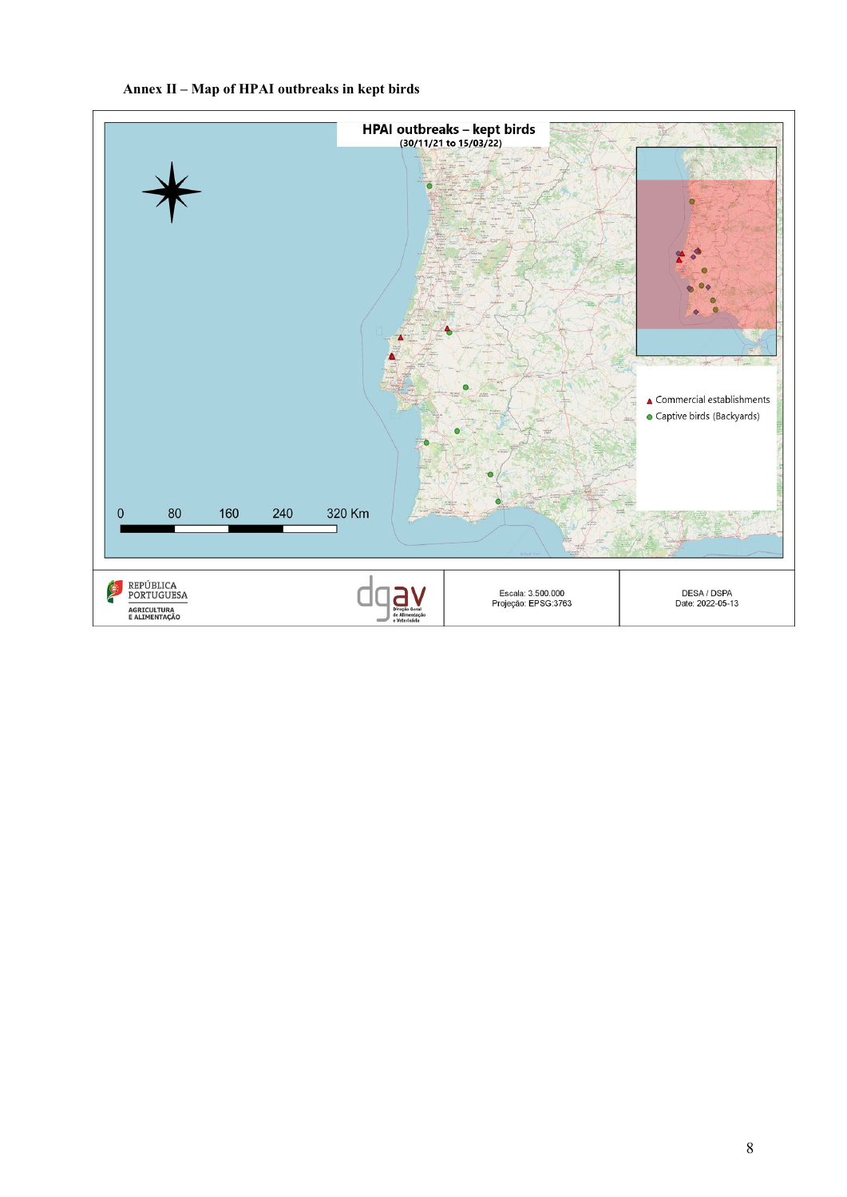**Annex II – Map of HPAI outbreaks in kept birds**

**HPAI outbreaks – kept birds**
(30/11/21 to 15/03/22)

▲ Commercial establishments
● Captive birds (Backyards)

0 80 160 240 320 Km

REPÚBLICA PORTUGUESA
AGRICULTURA E ALIMENTAÇÃO

dgav
Direção Geral de Alimentação e Veterinária

Escala: 3.500.000
Projeção: EPSG:3763

DESA / DSPA
Date: 2022-05-13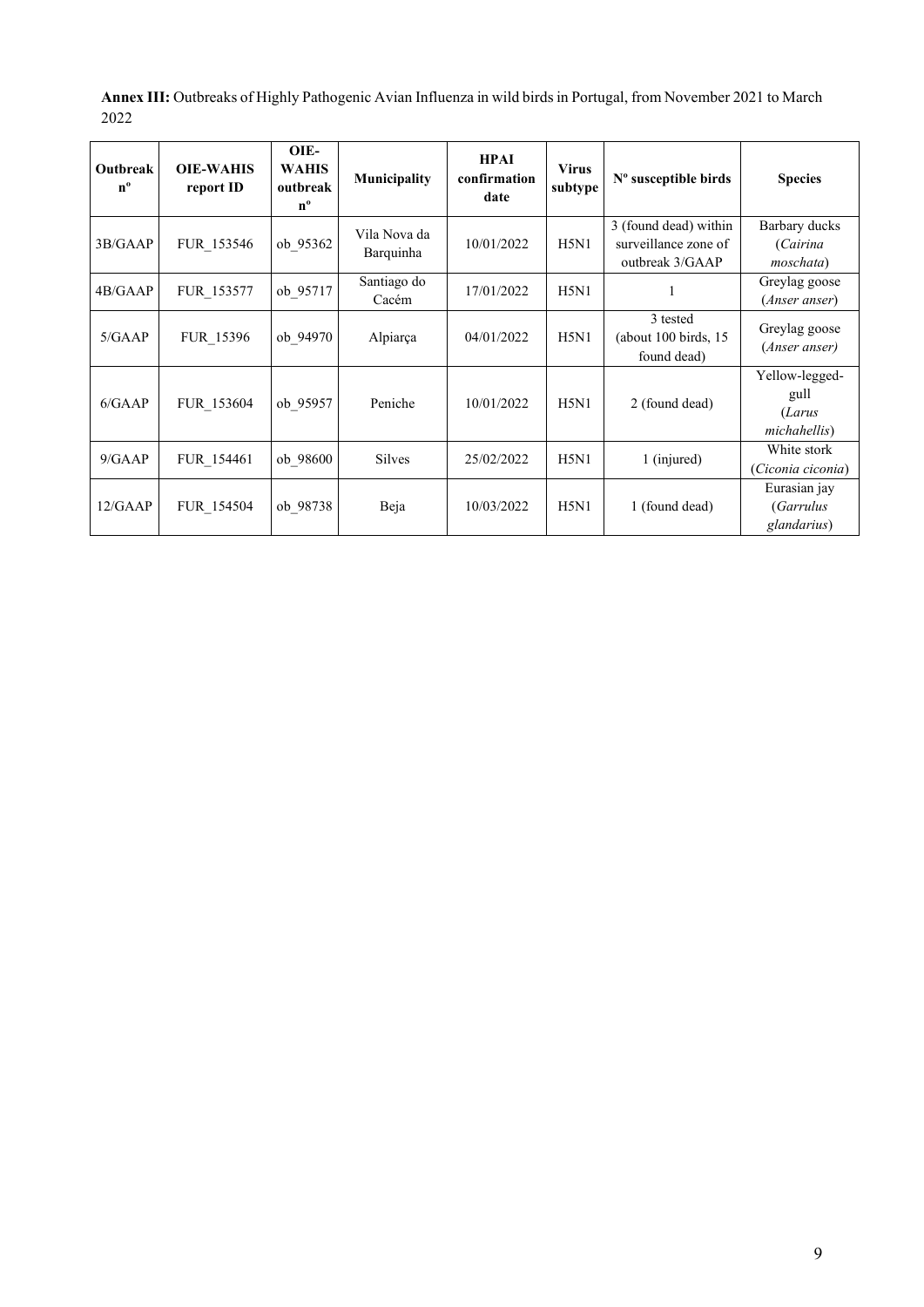**Annex III:** Outbreaks of Highly Pathogenic Avian Influenza in wild birds in Portugal, from November 2021 to March 2022

| Outbreak nº | OIE-WAHIS report ID | OIE-WAHIS outbreak nº | Municipality | HPAI confirmation date | Virus subtype | Nº susceptible birds | Species |
|---|---|---|---|---|---|---|---|
| 3B/GAAP | FUR_153546 | ob_95362 | Vila Nova da Barquinha | 10/01/2022 | H5N1 | 3 (found dead) within surveillance zone of outbreak 3/GAAP | Barbary ducks (*Cairina moschata*) |
| 4B/GAAP | FUR_153577 | ob_95717 | Santiago do Cacém | 17/01/2022 | H5N1 | 1 | Greylag goose (*Anser anser*) |
| 5/GAAP | FUR_15396 | ob_94970 | Alpiarça | 04/01/2022 | H5N1 | 3 tested (about 100 birds, 15 found dead) | Greylag goose (*Anser anser)* |
| 6/GAAP | FUR_153604 | ob_95957 | Peniche | 10/01/2022 | H5N1 | 2 (found dead) | Yellow-legged-gull (*Larus michahellis*) |
| 9/GAAP | FUR_154461 | ob_98600 | Silves | 25/02/2022 | H5N1 | 1 (injured) | White stork (*Ciconia ciconia*) |
| 12/GAAP | FUR_154504 | ob_98738 | Beja | 10/03/2022 | H5N1 | 1 (found dead) | Eurasian jay (*Garrulus glandarius*) |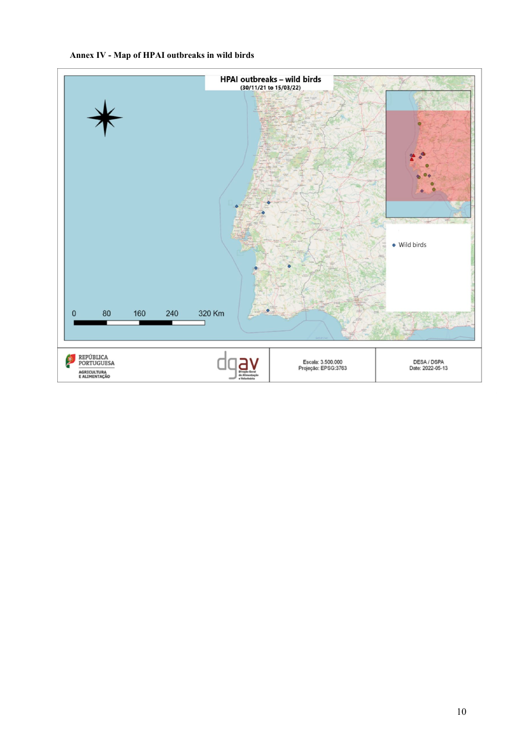**Annex IV - Map of HPAI outbreaks in wild birds**

HPAI outbreaks – wild birds
(30/11/21 to 15/03/22)

Wild birds

0 80 160 240 320 Km

REPÚBLICA PORTUGUESA
AGRICULTURA E ALIMENTAÇÃO

dgav
Direção-Geral de Alimentação e Veterinária

Escala: 3.500.000
Projeção: EPSG:3763

DESA / DSPA
Date: 2022-05-13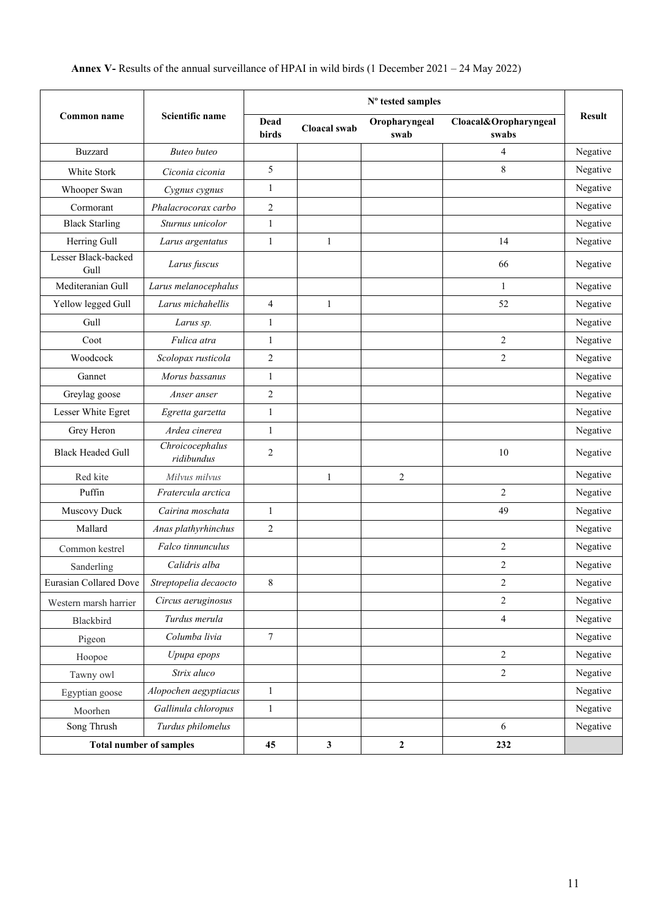**Annex V-** Results of the annual surveillance of HPAI in wild birds (1 December 2021 – 24 May 2022)

| Common name | Scientific name | Nº tested samples | | | | Result |
|---|---|---|---|---|---|---|
| | | Dead birds | Cloacal swab | Oropharyngeal swab | Cloacal&Oropharyngeal swabs | |
| Buzzard | *Buteo buteo* | | | | 4 | Negative |
| White Stork | *Ciconia ciconia* | 5 | | | 8 | Negative |
| Whooper Swan | *Cygnus cygnus* | 1 | | | | Negative |
| Cormorant | *Phalacrocorax carbo* | 2 | | | | Negative |
| Black Starling | *Sturnus unicolor* | 1 | | | | Negative |
| Herring Gull | *Larus argentatus* | 1 | 1 | | 14 | Negative |
| Lesser Black-backed Gull | *Larus fuscus* | | | | 66 | Negative |
| Mediteranian Gull | *Larus melanocephalus* | | | | 1 | Negative |
| Yellow legged Gull | *Larus michahellis* | 4 | 1 | | 52 | Negative |
| Gull | *Larus sp.* | 1 | | | | Negative |
| Coot | *Fulica atra* | 1 | | | 2 | Negative |
| Woodcock | *Scolopax rusticola* | 2 | | | 2 | Negative |
| Gannet | *Morus bassanus* | 1 | | | | Negative |
| Greylag goose | *Anser anser* | 2 | | | | Negative |
| Lesser White Egret | *Egretta garzetta* | 1 | | | | Negative |
| Grey Heron | *Ardea cinerea* | 1 | | | | Negative |
| Black Headed Gull | *Chroicocephalus ridibundus* | 2 | | | 10 | Negative |
| Red kite | *Milvus milvus* | | 1 | 2 | | Negative |
| Puffin | *Fratercula arctica* | | | | 2 | Negative |
| Muscovy Duck | *Cairina moschata* | 1 | | | 49 | Negative |
| Mallard | *Anas plathyrhinchus* | 2 | | | | Negative |
| Common kestrel | *Falco tinnunculus* | | | | 2 | Negative |
| Sanderling | *Calidris alba* | | | | 2 | Negative |
| Eurasian Collared Dove | *Streptopelia decaocto* | 8 | | | 2 | Negative |
| Western marsh harrier | *Circus aeruginosus* | | | | 2 | Negative |
| Blackbird | *Turdus merula* | | | | 4 | Negative |
| Pigeon | *Columba livia* | 7 | | | | Negative |
| Hoopoe | *Upupa epops* | | | | 2 | Negative |
| Tawny owl | *Strix aluco* | | | | 2 | Negative |
| Egyptian goose | *Alopochen aegyptiacus* | 1 | | | | Negative |
| Moorhen | *Gallinula chloropus* | 1 | | | | Negative |
| Song Thrush | *Turdus philomelus* | | | | 6 | Negative |
| **Total number of samples** | | **45** | **3** | **2** | **232** | |